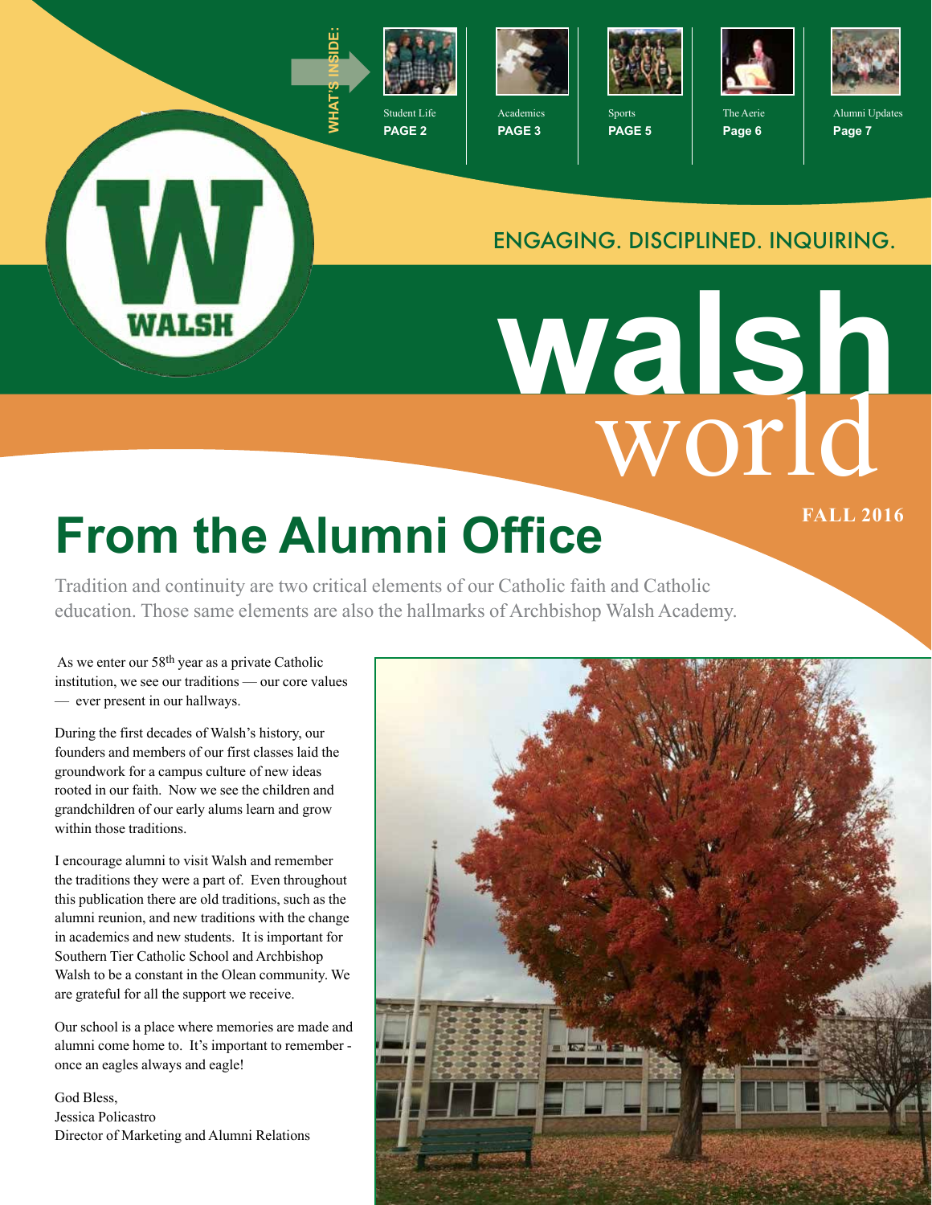WHAT'S INSIDE:

- Student Life **PAGE 2**
- Academics **PAGE 3**
- Sports **PAGE 5**
- The Aerie **Page 6**
- Alumni Updates **Page 7**

ENGAGING. DISCIPLINED. INQUIRING.

# walsh world

**FALL 2016**

# From the Alumni Office

Tradition and continuity are two critical elements of our Catholic faith and Catholic education. Those same elements are also the hallmarks of Archbishop Walsh Academy.

As we enter our 58th year as a private Catholic institution, we see our traditions — our core values — ever present in our hallways.

During the first decades of Walsh's history, our founders and members of our first classes laid the groundwork for a campus culture of new ideas rooted in our faith. Now we see the children and grandchildren of our early alums learn and grow within those traditions.

I encourage alumni to visit Walsh and remember the traditions they were a part of. Even throughout this publication there are old traditions, such as the alumni reunion, and new traditions with the change in academics and new students. It is important for Southern Tier Catholic School and Archbishop Walsh to be a constant in the Olean community. We are grateful for all the support we receive.

Our school is a place where memories are made and alumni come home to. It's important to remember - once an eagles always and eagle!

God Bless,
Jessica Policastro
Director of Marketing and Alumni Relations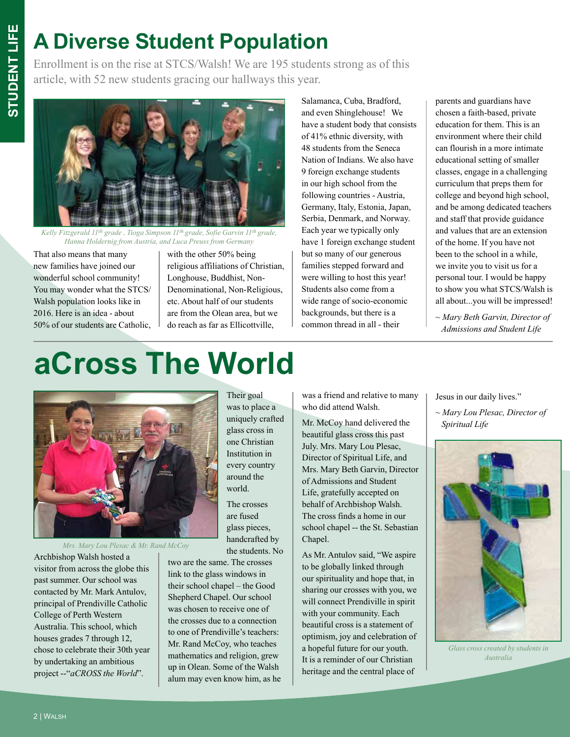# A Diverse Student Population

Enrollment is on the rise at STCS/Walsh! We are 195 students strong as of this article, with 52 new students gracing our hallways this year.

*Kelly Fitzgerald 11th grade , Tioga Simpson 11th grade, Sofie Garvin 11th grade, Hanna Holdernig from Austria, and Luca Preuss from Germany*

That also means that many new families have joined our wonderful school community! You may wonder what the STCS/Walsh population looks like in 2016. Here is an idea - about 50% of our students are Catholic, with the other 50% being religious affiliations of Christian, Longhouse, Buddhist, Non-Denominational, Non-Religious, etc. About half of our students are from the Olean area, but we do reach as far as Ellicottville, Salamanca, Cuba, Bradford, and even Shinglehouse! We have a student body that consists of 41% ethnic diversity, with 48 students from the Seneca Nation of Indians. We also have 9 foreign exchange students in our high school from the following countries - Austria, Germany, Italy, Estonia, Japan, Serbia, Denmark, and Norway. Each year we typically only have 1 foreign exchange student but so many of our generous families stepped forward and were willing to host this year! Students also come from a wide range of socio-economic backgrounds, but there is a common thread in all - their parents and guardians have chosen a faith-based, private education for them. This is an environment where their child can flourish in a more intimate educational setting of smaller classes, engage in a challenging curriculum that preps them for college and beyond high school, and be among dedicated teachers and staff that provide guidance and values that are an extension of the home. If you have not been to the school in a while, we invite you to visit us for a personal tour. I would be happy to show you what STCS/Walsh is all about...you will be impressed!

*~ Mary Beth Garvin, Director of Admissions and Student Life*

# aCross The World

*Mrs. Mary Lou Plesac & Mr. Rand McCoy*

Archbishop Walsh hosted a visitor from across the globe this past summer. Our school was contacted by Mr. Mark Antulov, principal of Prendiville Catholic College of Perth Western Australia. This school, which houses grades 7 through 12, chose to celebrate their 30th year by undertaking an ambitious project --"*aCROSS the World*".

Their goal was to place a uniquely crafted glass cross in one Christian Institution in every country around the world.

The crosses are fused glass pieces, handcrafted by the students. No two are the same. The crosses link to the glass windows in their school chapel – the Good Shepherd Chapel. Our school was chosen to receive one of the crosses due to a connection to one of Prendiville's teachers: Mr. Rand McCoy, who teaches mathematics and religion, grew up in Olean. Some of the Walsh alum may even know him, as he was a friend and relative to many who did attend Walsh.

Mr. McCoy hand delivered the beautiful glass cross this past July. Mrs. Mary Lou Plesac, Director of Spiritual Life, and Mrs. Mary Beth Garvin, Director of Admissions and Student Life, gratefully accepted on behalf of Archbishop Walsh. The cross finds a home in our school chapel -- the St. Sebastian Chapel.

As Mr. Antulov said, "We aspire to be globally linked through our spirituality and hope that, in sharing our crosses with you, we will connect Prendiville in spirit with your community. Each beautiful cross is a statement of optimism, joy and celebration of a hopeful future for our youth. It is a reminder of our Christian heritage and the central place of Jesus in our daily lives."

*~ Mary Lou Plesac, Director of Spiritual Life*

*Glass cross created by students in Australia*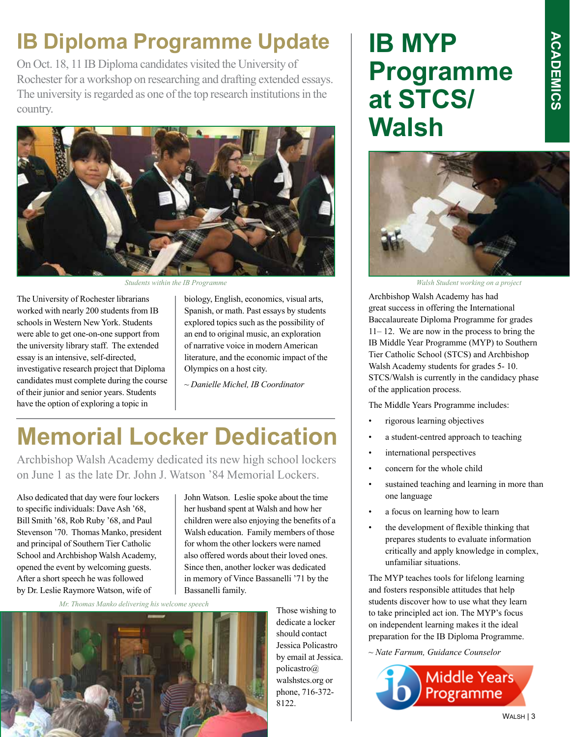# IB Diploma Programme Update

On Oct. 18, 11 IB Diploma candidates visited the University of Rochester for a workshop on researching and drafting extended essays. The university is regarded as one of the top research institutions in the country.

*Students within the IB Programme*

The University of Rochester librarians worked with nearly 200 students from IB schools in Western New York. Students were able to get one-on-one support from the university library staff. The extended essay is an intensive, self-directed, investigative research project that Diploma candidates must complete during the course of their junior and senior years. Students have the option of exploring a topic in biology, English, economics, visual arts, Spanish, or math. Past essays by students explored topics such as the possibility of an end to original music, an exploration of narrative voice in modern American literature, and the economic impact of the Olympics on a host city.

*~ Danielle Michel, IB Coordinator*

# Memorial Locker Dedication

Archbishop Walsh Academy dedicated its new high school lockers on June 1 as the late Dr. John J. Watson '84 Memorial Lockers.

Also dedicated that day were four lockers to specific individuals: Dave Ash '68, Bill Smith '68, Rob Ruby '68, and Paul Stevenson '70. Thomas Manko, president and principal of Southern Tier Catholic School and Archbishop Walsh Academy, opened the event by welcoming guests. After a short speech he was followed by Dr. Leslie Raymore Watson, wife of John Watson. Leslie spoke about the time her husband spent at Walsh and how her children were also enjoying the benefits of a Walsh education. Family members of those for whom the other lockers were named also offered words about their loved ones. Since then, another locker was dedicated in memory of Vince Bassanelli '71 by the Bassanelli family.

*Mr. Thomas Manko delivering his welcome speech*

Those wishing to dedicate a locker should contact Jessica Policastro by email at Jessica.policastro@walshstcs.org or phone, 716-372-8122.

# IB MYP Programme at STCS/ Walsh

*Walsh Student working on a project*

Archbishop Walsh Academy has had great success in offering the International Baccalaureate Diploma Programme for grades 11– 12. We are now in the process to bring the IB Middle Year Programme (MYP) to Southern Tier Catholic School (STCS) and Archbishop Walsh Academy students for grades 5- 10. STCS/Walsh is currently in the candidacy phase of the application process.

The Middle Years Programme includes:

- rigorous learning objectives
- a student-centred approach to teaching
- international perspectives
- concern for the whole child
- sustained teaching and learning in more than one language
- a focus on learning how to learn
- the development of flexible thinking that prepares students to evaluate information critically and apply knowledge in complex, unfamiliar situations.

The MYP teaches tools for lifelong learning and fosters responsible attitudes that help students discover how to use what they learn to take principled act ion. The MYP's focus on independent learning makes it the ideal preparation for the IB Diploma Programme.

*~ Nate Farnum, Guidance Counselor*

Middle Years Programme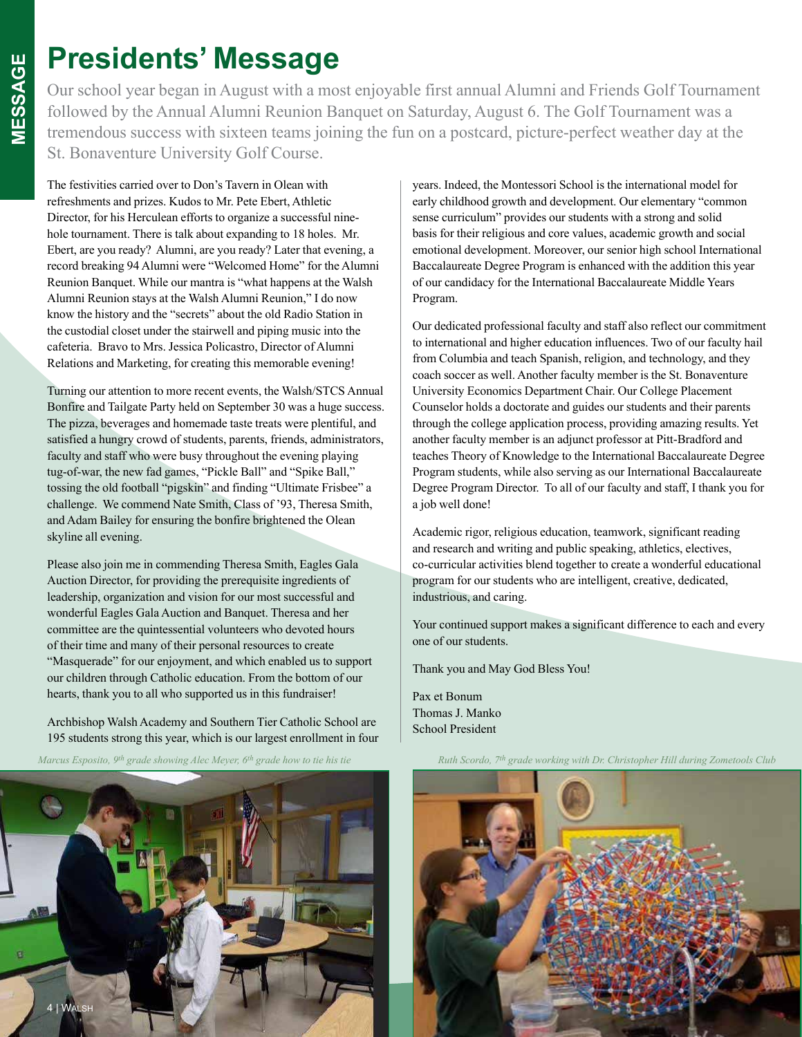# Presidents' Message

Our school year began in August with a most enjoyable first annual Alumni and Friends Golf Tournament followed by the Annual Alumni Reunion Banquet on Saturday, August 6. The Golf Tournament was a tremendous success with sixteen teams joining the fun on a postcard, picture-perfect weather day at the St. Bonaventure University Golf Course.

The festivities carried over to Don's Tavern in Olean with refreshments and prizes. Kudos to Mr. Pete Ebert, Athletic Director, for his Herculean efforts to organize a successful nine-hole tournament. There is talk about expanding to 18 holes. Mr. Ebert, are you ready? Alumni, are you ready? Later that evening, a record breaking 94 Alumni were "Welcomed Home" for the Alumni Reunion Banquet. While our mantra is "what happens at the Walsh Alumni Reunion stays at the Walsh Alumni Reunion," I do now know the history and the "secrets" about the old Radio Station in the custodial closet under the stairwell and piping music into the cafeteria. Bravo to Mrs. Jessica Policastro, Director of Alumni Relations and Marketing, for creating this memorable evening!

Turning our attention to more recent events, the Walsh/STCS Annual Bonfire and Tailgate Party held on September 30 was a huge success. The pizza, beverages and homemade taste treats were plentiful, and satisfied a hungry crowd of students, parents, friends, administrators, faculty and staff who were busy throughout the evening playing tug-of-war, the new fad games, "Pickle Ball" and "Spike Ball," tossing the old football "pigskin" and finding "Ultimate Frisbee" a challenge. We commend Nate Smith, Class of '93, Theresa Smith, and Adam Bailey for ensuring the bonfire brightened the Olean skyline all evening.

Please also join me in commending Theresa Smith, Eagles Gala Auction Director, for providing the prerequisite ingredients of leadership, organization and vision for our most successful and wonderful Eagles Gala Auction and Banquet. Theresa and her committee are the quintessential volunteers who devoted hours of their time and many of their personal resources to create "Masquerade" for our enjoyment, and which enabled us to support our children through Catholic education. From the bottom of our hearts, thank you to all who supported us in this fundraiser!

Archbishop Walsh Academy and Southern Tier Catholic School are 195 students strong this year, which is our largest enrollment in four years. Indeed, the Montessori School is the international model for early childhood growth and development. Our elementary "common sense curriculum" provides our students with a strong and solid basis for their religious and core values, academic growth and social emotional development. Moreover, our senior high school International Baccalaureate Degree Program is enhanced with the addition this year of our candidacy for the International Baccalaureate Middle Years Program.

Our dedicated professional faculty and staff also reflect our commitment to international and higher education influences. Two of our faculty hail from Columbia and teach Spanish, religion, and technology, and they coach soccer as well. Another faculty member is the St. Bonaventure University Economics Department Chair. Our College Placement Counselor holds a doctorate and guides our students and their parents through the college application process, providing amazing results. Yet another faculty member is an adjunct professor at Pitt-Bradford and teaches Theory of Knowledge to the International Baccalaureate Degree Program students, while also serving as our International Baccalaureate Degree Program Director. To all of our faculty and staff, I thank you for a job well done!

Academic rigor, religious education, teamwork, significant reading and research and writing and public speaking, athletics, electives, co-curricular activities blend together to create a wonderful educational program for our students who are intelligent, creative, dedicated, industrious, and caring.

Your continued support makes a significant difference to each and every one of our students.

Thank you and May God Bless You!

Pax et Bonum  
Thomas J. Manko  
School President

*Marcus Esposito, 9th grade showing Alec Meyer, 6th grade how to tie his tie*

*Ruth Scordo, 7th grade working with Dr. Christopher Hill during Zometools Club*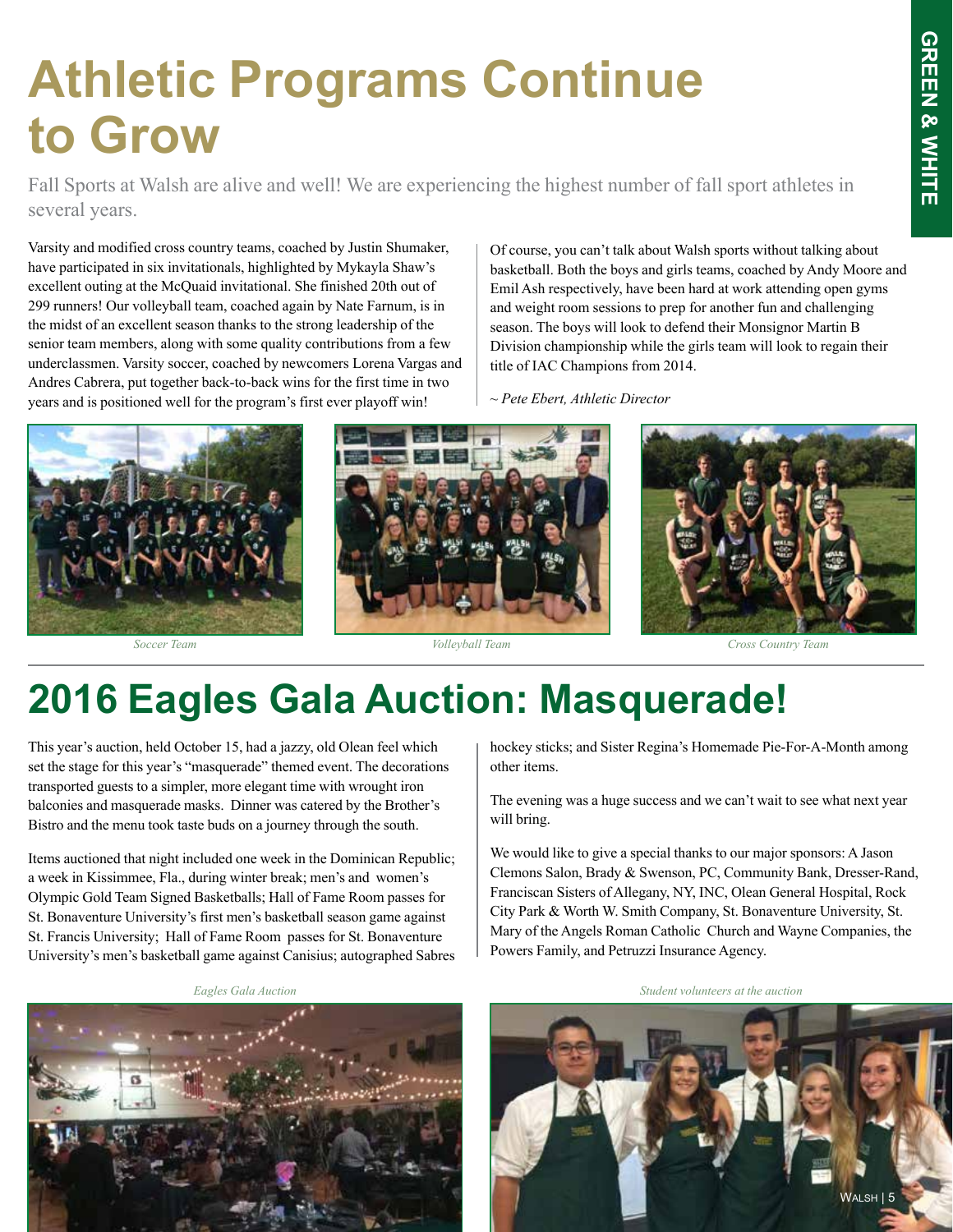# Athletic Programs Continue to Grow

Fall Sports at Walsh are alive and well! We are experiencing the highest number of fall sport athletes in several years.

Varsity and modified cross country teams, coached by Justin Shumaker, have participated in six invitationals, highlighted by Mykayla Shaw's excellent outing at the McQuaid invitational. She finished 20th out of 299 runners! Our volleyball team, coached again by Nate Farnum, is in the midst of an excellent season thanks to the strong leadership of the senior team members, along with some quality contributions from a few underclassmen. Varsity soccer, coached by newcomers Lorena Vargas and Andres Cabrera, put together back-to-back wins for the first time in two years and is positioned well for the program's first ever playoff win!

Of course, you can't talk about Walsh sports without talking about basketball. Both the boys and girls teams, coached by Andy Moore and Emil Ash respectively, have been hard at work attending open gyms and weight room sessions to prep for another fun and challenging season. The boys will look to defend their Monsignor Martin B Division championship while the girls team will look to regain their title of IAC Champions from 2014.

*~ Pete Ebert, Athletic Director*

*Soccer Team*

*Volleyball Team*

*Cross Country Team*

# 2016 Eagles Gala Auction: Masquerade!

This year's auction, held October 15, had a jazzy, old Olean feel which set the stage for this year's "masquerade" themed event. The decorations transported guests to a simpler, more elegant time with wrought iron balconies and masquerade masks. Dinner was catered by the Brother's Bistro and the menu took taste buds on a journey through the south.

Items auctioned that night included one week in the Dominican Republic; a week in Kissimmee, Fla., during winter break; men's and women's Olympic Gold Team Signed Basketballs; Hall of Fame Room passes for St. Bonaventure University's first men's basketball season game against St. Francis University; Hall of Fame Room passes for St. Bonaventure University's men's basketball game against Canisius; autographed Sabres hockey sticks; and Sister Regina's Homemade Pie-For-A-Month among other items.

The evening was a huge success and we can't wait to see what next year will bring.

We would like to give a special thanks to our major sponsors: A Jason Clemons Salon, Brady & Swenson, PC, Community Bank, Dresser-Rand, Franciscan Sisters of Allegany, NY, INC, Olean General Hospital, Rock City Park & Worth W. Smith Company, St. Bonaventure University, St. Mary of the Angels Roman Catholic Church and Wayne Companies, the Powers Family, and Petruzzi Insurance Agency.

*Eagles Gala Auction*

*Student volunteers at the auction*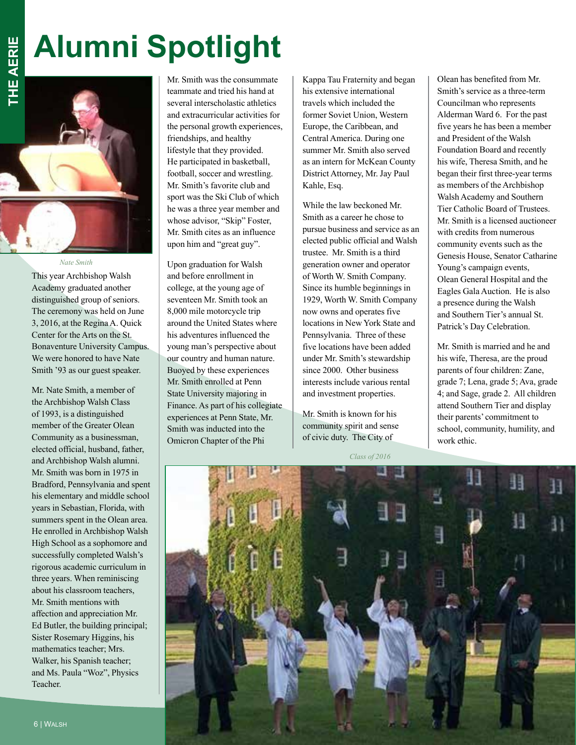# Alumni Spotlight

*Nate Smith*

This year Archbishop Walsh Academy graduated another distinguished group of seniors. The ceremony was held on June 3, 2016, at the Regina A. Quick Center for the Arts on the St. Bonaventure University Campus. We were honored to have Nate Smith '93 as our guest speaker.

Mr. Nate Smith, a member of the Archbishop Walsh Class of 1993, is a distinguished member of the Greater Olean Community as a businessman, elected official, husband, father, and Archbishop Walsh alumni. Mr. Smith was born in 1975 in Bradford, Pennsylvania and spent his elementary and middle school years in Sebastian, Florida, with summers spent in the Olean area. He enrolled in Archbishop Walsh High School as a sophomore and successfully completed Walsh's rigorous academic curriculum in three years. When reminiscing about his classroom teachers, Mr. Smith mentions with affection and appreciation Mr. Ed Butler, the building principal; Sister Rosemary Higgins, his mathematics teacher; Mrs. Walker, his Spanish teacher; and Ms. Paula "Woz", Physics Teacher.

Mr. Smith was the consummate teammate and tried his hand at several interscholastic athletics and extracurricular activities for the personal growth experiences, friendships, and healthy lifestyle that they provided. He participated in basketball, football, soccer and wrestling. Mr. Smith's favorite club and sport was the Ski Club of which he was a three year member and whose advisor, "Skip" Foster, Mr. Smith cites as an influence upon him and "great guy".

Upon graduation for Walsh and before enrollment in college, at the young age of seventeen Mr. Smith took an 8,000 mile motorcycle trip around the United States where his adventures influenced the young man's perspective about our country and human nature. Buoyed by these experiences Mr. Smith enrolled at Penn State University majoring in Finance. As part of his collegiate experiences at Penn State, Mr. Smith was inducted into the Omicron Chapter of the Phi Kappa Tau Fraternity and began his extensive international travels which included the former Soviet Union, Western Europe, the Caribbean, and Central America. During one summer Mr. Smith also served as an intern for McKean County District Attorney, Mr. Jay Paul Kahle, Esq.

While the law beckoned Mr. Smith as a career he chose to pursue business and service as an elected public official and Walsh trustee. Mr. Smith is a third generation owner and operator of Worth W. Smith Company. Since its humble beginnings in 1929, Worth W. Smith Company now owns and operates five locations in New York State and Pennsylvania. Three of these five locations have been added under Mr. Smith's stewardship since 2000. Other business interests include various rental and investment properties.

Mr. Smith is known for his community spirit and sense of civic duty. The City of Olean has benefited from Mr. Smith's service as a three-term Councilman who represents Alderman Ward 6. For the past five years he has been a member and President of the Walsh Foundation Board and recently his wife, Theresa Smith, and he began their first three-year terms as members of the Archbishop Walsh Academy and Southern Tier Catholic Board of Trustees. Mr. Smith is a licensed auctioneer with credits from numerous community events such as the Genesis House, Senator Catharine Young's campaign events, Olean General Hospital and the Eagles Gala Auction. He is also a presence during the Walsh and Southern Tier's annual St. Patrick's Day Celebration.

Mr. Smith is married and he and his wife, Theresa, are the proud parents of four children: Zane, grade 7; Lena, grade 5; Ava, grade 4; and Sage, grade 2. All children attend Southern Tier and display their parents' commitment to school, community, humility, and work ethic.

*Class of 2016*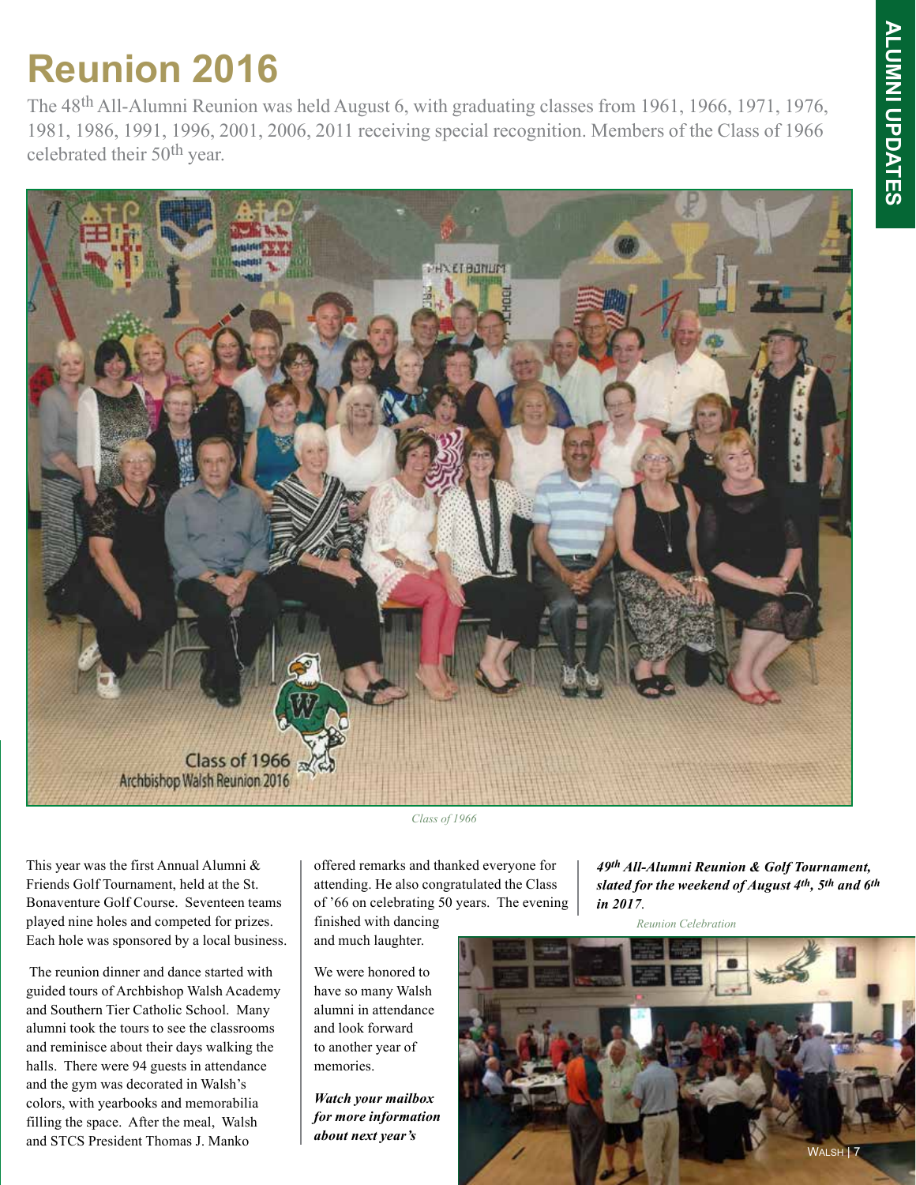# Reunion 2016

The 48th All-Alumni Reunion was held August 6, with graduating classes from 1961, 1966, 1971, 1976, 1981, 1986, 1991, 1996, 2001, 2006, 2011 receiving special recognition. Members of the Class of 1966 celebrated their 50th year.

*Class of 1966*

This year was the first Annual Alumni & Friends Golf Tournament, held at the St. Bonaventure Golf Course. Seventeen teams played nine holes and competed for prizes. Each hole was sponsored by a local business.

The reunion dinner and dance started with guided tours of Archbishop Walsh Academy and Southern Tier Catholic School. Many alumni took the tours to see the classrooms and reminisce about their days walking the halls. There were 94 guests in attendance and the gym was decorated in Walsh's colors, with yearbooks and memorabilia filling the space. After the meal, Walsh and STCS President Thomas J. Manko offered remarks and thanked everyone for attending. He also congratulated the Class of '66 on celebrating 50 years. The evening finished with dancing and much laughter.

We were honored to have so many Walsh alumni in attendance and look forward to another year of memories.

***Watch your mailbox for more information about next year's 49th All-Alumni Reunion & Golf Tournament, slated for the weekend of August 4th, 5th and 6th in 2017.***

*Reunion Celebration*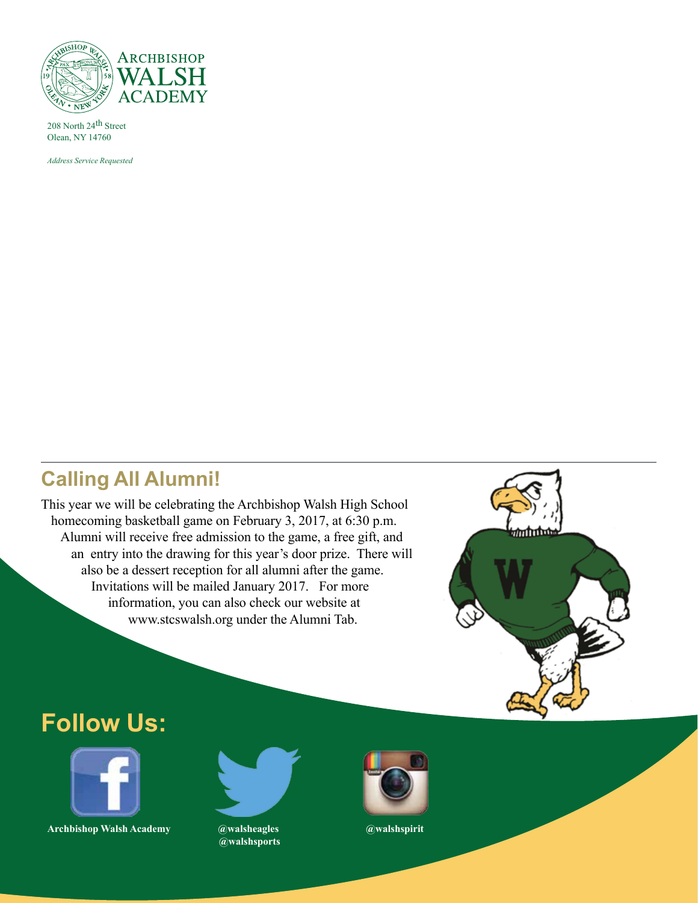Archbishop Walsh Academy

208 North 24th Street
Olean, NY 14760

*Address Service Requested*

## Calling All Alumni!

This year we will be celebrating the Archbishop Walsh High School homecoming basketball game on February 3, 2017, at 6:30 p.m. Alumni will receive free admission to the game, a free gift, and an entry into the drawing for this year's door prize. There will also be a dessert reception for all alumni after the game. Invitations will be mailed January 2017. For more information, you can also check our website at www.stcswalsh.org under the Alumni Tab.

## Follow Us:

**Archbishop Walsh Academy**

**@walsheagles**
**@walshsports**

**@walshspirit**